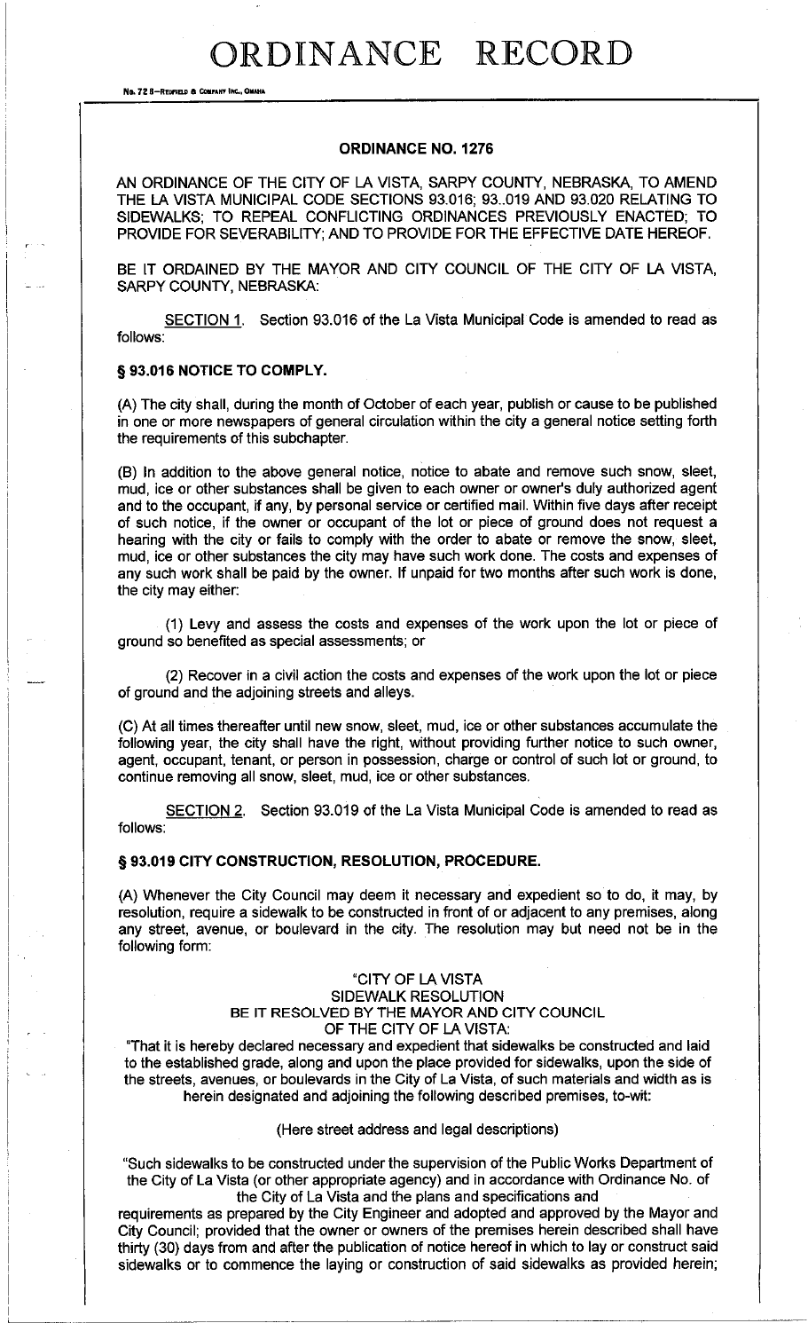# ORDINANCE RECORD

No. 72 8—REDFIELD & COMPANY INC., OMAHA

## ORDINANCE NO. 1276

AN ORDINANCE OF THE CITY OF LA VISTA, SARPY COUNTY, NEBRASKA, TO AMEND THE LA VISTA MUNICIPAL CODE SECTIONS 93.016; 93..019 AND 93.020 RELATING TO SIDEWALKS; TO REPEAL CONFLICTING ORDINANCES PREVIOUSLY ENACTED; TO PROVIDE FOR SEVERABILITY; AND TO PROVIDE FOR THE EFFECTIVE DATE HEREOF.

BE IT ORDAINED BY THE MAYOR AND CITY COUNCIL OF THE CITY OF LA VISTA, SARPY COUNTY, NEBRASKA:

SECTION 1. Section 93.016 of the La Vista Municipal Code is amended to read as follows:

### § 93.016 NOTICE TO COMPLY.

(A) The city shall, during the month of October of each year, publish or cause to be published in one or more newspapers of general circulation within the city a general notice setting forth the requirements of this subchapter.

(B) In addition to the above general notice, notice to abate and remove such snow, sleet, mud, ice or other substances shall be given to each owner or owner's duly authorized agent and to the occupant, if any, by personal service or certified mail. Within five days after receipt of such notice, if the owner or occupant of the lot or piece of ground does not request a hearing with the city or fails to comply with the order to abate or remove the snow, sleet, mud, ice or other substances the city may have such work done. The costs and expenses of any such work shall be paid by the owner. If unpaid for two months after such work is done, the city may either:

(1) Levy and assess the costs and expenses of the work upon the lot or piece of ground so benefited as special assessments; or

(2) Recover in a civil action the costs and expenses of the work upon the lot or piece of ground and the adjoining streets and alleys.

(C) At all times thereafter until new snow, sleet, mud, ice or other substances accumulate the following year, the city shall have the right, without providing further notice to such owner, agent, occupant, tenant, or person in possession, charge or control of such lot or ground, to continue removing all snow, sleet, mud, ice or other substances.

SECTION 2. Section 93.019 of the La Vista Municipal Code is amended to read as follows:

### § 93.019 CITY CONSTRUCTION, RESOLUTION, PROCEDURE.

(A) Whenever the City Council may deem it necessary and expedient so to do, it may, by resolution, require a sidewalk to be constructed in front of or adjacent to any premises, along any street, avenue, or boulevard in the city. The resolution may but need not be in the following form:

"CITY OF LA VISTA
SIDEWALK RESOLUTION
BE IT RESOLVED BY THE MAYOR AND CITY COUNCIL
OF THE CITY OF LA VISTA:

"That it is hereby declared necessary and expedient that sidewalks be constructed and laid to the established grade, along and upon the place provided for sidewalks, upon the side of the streets, avenues, or boulevards in the City of La Vista, of such materials and width as is herein designated and adjoining the following described premises, to-wit:

(Here street address and legal descriptions)

"Such sidewalks to be constructed under the supervision of the Public Works Department of the City of La Vista (or other appropriate agency) and in accordance with Ordinance No. of the City of La Vista and the plans and specifications and requirements as prepared by the City Engineer and adopted and approved by the Mayor and City Council; provided that the owner or owners of the premises herein described shall have thirty (30) days from and after the publication of notice hereof in which to lay or construct said sidewalks or to commence the laying or construction of said sidewalks as provided herein;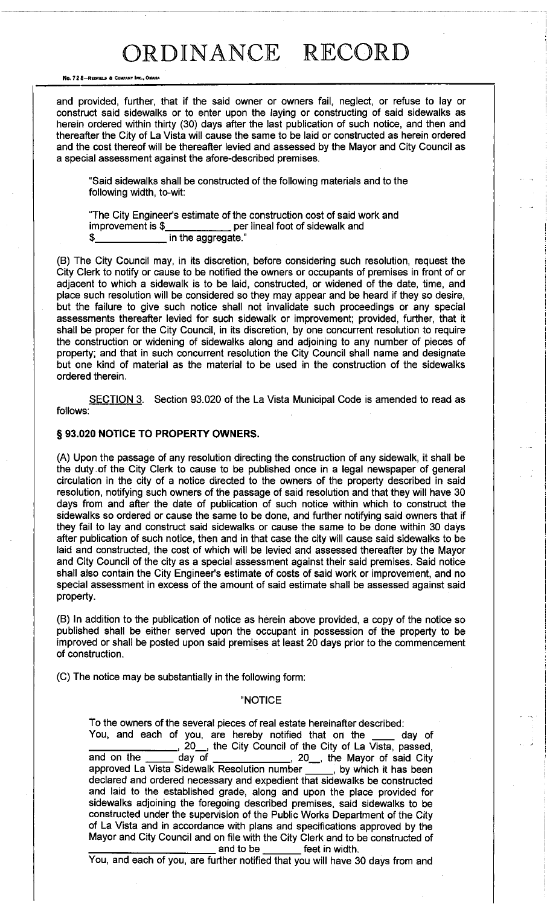and provided, further, that if the said owner or owners fail, neglect, or refuse to lay or construct said sidewalks or to enter upon the laying or constructing of said sidewalks as herein ordered within thirty (30) days after the last publication of such notice, and then and thereafter the City of La Vista will cause the same to be laid or constructed as herein ordered and the cost thereof will be thereafter levied and assessed by the Mayor and City Council as a special assessment against the afore-described premises.

"Said sidewalks shall be constructed of the following materials and to the following width, to-wit:

"The City Engineer's estimate of the construction cost of said work and improvement is $___________ per lineal foot of sidewalk and $___________ in the aggregate."

(B) The City Council may, in its discretion, before considering such resolution, request the City Clerk to notify or cause to be notified the owners or occupants of premises in front of or adjacent to which a sidewalk is to be laid, constructed, or widened of the date, time, and place such resolution will be considered so they may appear and be heard if they so desire, but the failure to give such notice shall not invalidate such proceedings or any special assessments thereafter levied for such sidewalk or improvement; provided, further, that it shall be proper for the City Council, in its discretion, by one concurrent resolution to require the construction or widening of sidewalks along and adjoining to any number of pieces of property; and that in such concurrent resolution the City Council shall name and designate but one kind of material as the material to be used in the construction of the sidewalks ordered therein.

SECTION 3. Section 93.020 of the La Vista Municipal Code is amended to read as follows:

**§ 93.020 NOTICE TO PROPERTY OWNERS.**

(A) Upon the passage of any resolution directing the construction of any sidewalk, it shall be the duty of the City Clerk to cause to be published once in a legal newspaper of general circulation in the city of a notice directed to the owners of the property described in said resolution, notifying such owners of the passage of said resolution and that they will have 30 days from and after the date of publication of such notice within which to construct the sidewalks so ordered or cause the same to be done, and further notifying said owners that if they fail to lay and construct said sidewalks or cause the same to be done within 30 days after publication of such notice, then and in that case the city will cause said sidewalks to be laid and constructed, the cost of which will be levied and assessed thereafter by the Mayor and City Council of the city as a special assessment against their said premises. Said notice shall also contain the City Engineer's estimate of costs of said work or improvement, and no special assessment in excess of the amount of said estimate shall be assessed against said property.

(B) In addition to the publication of notice as herein above provided, a copy of the notice so published shall be either served upon the occupant in possession of the property to be improved or shall be posted upon said premises at least 20 days prior to the commencement of construction.

(C) The notice may be substantially in the following form:

"NOTICE

To the owners of the several pieces of real estate hereinafter described:
You, and each of you, are hereby notified that on the ____ day of ______________, 20__, the City Council of the City of La Vista, passed, and on the _____ day of ______________, 20__, the Mayor of said City approved La Vista Sidewalk Resolution number _____, by which it has been declared and ordered necessary and expedient that sidewalks be constructed and laid to the established grade, along and upon the place provided for sidewalks adjoining the foregoing described premises, said sidewalks to be constructed under the supervision of the Public Works Department of the City of La Vista and in accordance with plans and specifications approved by the Mayor and City Council and on file with the City Clerk and to be constructed of ____________________ and to be _______ feet in width.
You, and each of you, are further notified that you will have 30 days from and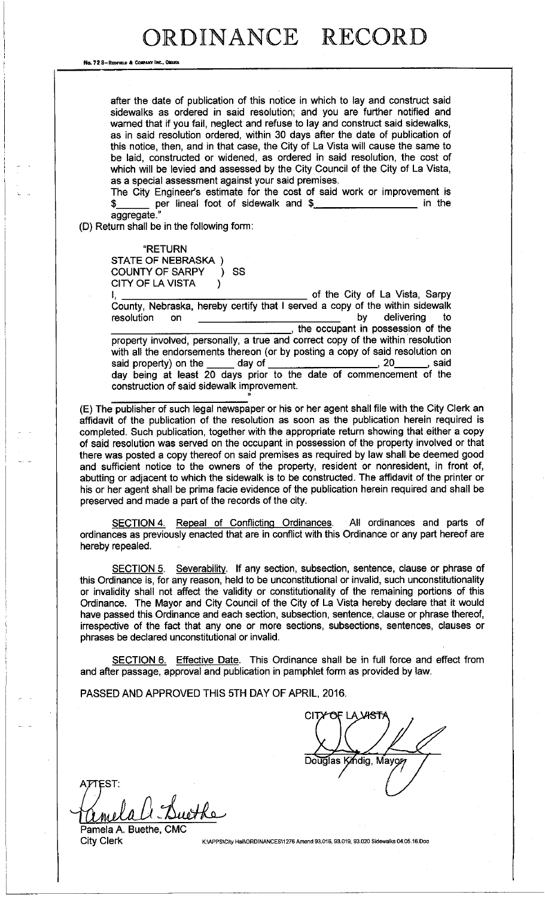# ORDINANCE RECORD

after the date of publication of this notice in which to lay and construct said sidewalks as ordered in said resolution; and you are further notified and warned that if you fail, neglect and refuse to lay and construct said sidewalks, as in said resolution ordered, within 30 days after the date of publication of this notice, then, and in that case, the City of La Vista will cause the same to be laid, constructed or widened, as ordered in said resolution, the cost of which will be levied and assessed by the City Council of the City of La Vista, as a special assessment against your said premises.

The City Engineer's estimate for the cost of said work or improvement is $______ per lineal foot of sidewalk and $_________________ in the aggregate."

(D) Return shall be in the following form:

"RETURN
STATE OF NEBRASKA )
COUNTY OF SARPY ) SS
CITY OF LA VISTA )

I, _______________________________ of the City of La Vista, Sarpy County, Nebraska, hereby certify that I served a copy of the within sidewalk resolution on _______________________ by delivering to _______________________________, the occupant in possession of the property involved, personally, a true and correct copy of the within resolution with all the endorsements thereon (or by posting a copy of said resolution on said property) on the _____ day of __________________, 20______, said day being at least 20 days prior to the date of commencement of the construction of said sidewalk improvement.

_________________________"

(E) The publisher of such legal newspaper or his or her agent shall file with the City Clerk an affidavit of the publication of the resolution as soon as the publication herein required is completed. Such publication, together with the appropriate return showing that either a copy of said resolution was served on the occupant in possession of the property involved or that there was posted a copy thereof on said premises as required by law shall be deemed good and sufficient notice to the owners of the property, resident or nonresident, in front of, abutting or adjacent to which the sidewalk is to be constructed. The affidavit of the printer or his or her agent shall be prima facie evidence of the publication herein required and shall be preserved and made a part of the records of the city.

SECTION 4. Repeal of Conflicting Ordinances. All ordinances and parts of ordinances as previously enacted that are in conflict with this Ordinance or any part hereof are hereby repealed.

SECTION 5. Severability. If any section, subsection, sentence, clause or phrase of this Ordinance is, for any reason, held to be unconstitutional or invalid, such unconstitutionality or invalidity shall not affect the validity or constitutionality of the remaining portions of this Ordinance. The Mayor and City Council of the City of La Vista hereby declare that it would have passed this Ordinance and each section, subsection, sentence, clause or phrase thereof, irrespective of the fact that any one or more sections, subsections, sentences, clauses or phrases be declared unconstitutional or invalid.

SECTION 6. Effective Date. This Ordinance shall be in full force and effect from and after passage, approval and publication in pamphlet form as provided by law.

PASSED AND APPROVED THIS 5TH DAY OF APRIL, 2016.

CITY OF LA VISTA

Douglas Kindig, Mayor

ATTEST:

Pamela A. Buethe, CMC
City Clerk

K:\APPS\City Hall\ORDINANCES\1276 Amend 93.018, 93.019, 93.020 Sidewalks 04.05.16.Doc